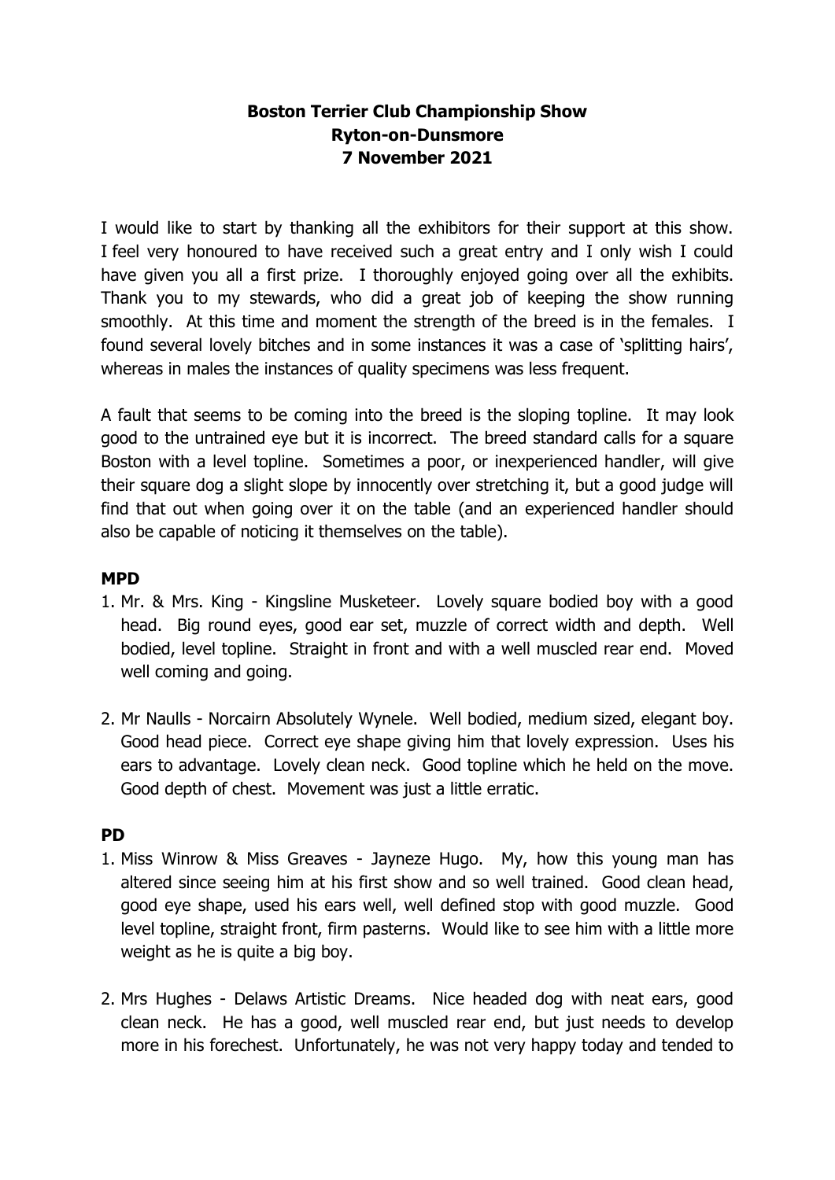# Boston Terrier Club Championship Show
## Ryton-on-Dunsmore
## 7 November 2021

I would like to start by thanking all the exhibitors for their support at this show. I feel very honoured to have received such a great entry and I only wish I could have given you all a first prize. I thoroughly enjoyed going over all the exhibits. Thank you to my stewards, who did a great job of keeping the show running smoothly. At this time and moment the strength of the breed is in the females. I found several lovely bitches and in some instances it was a case of 'splitting hairs', whereas in males the instances of quality specimens was less frequent.

A fault that seems to be coming into the breed is the sloping topline. It may look good to the untrained eye but it is incorrect. The breed standard calls for a square Boston with a level topline. Sometimes a poor, or inexperienced handler, will give their square dog a slight slope by innocently over stretching it, but a good judge will find that out when going over it on the table (and an experienced handler should also be capable of noticing it themselves on the table).

**MPD**

1. Mr. & Mrs. King - Kingsline Musketeer. Lovely square bodied boy with a good head. Big round eyes, good ear set, muzzle of correct width and depth. Well bodied, level topline. Straight in front and with a well muscled rear end. Moved well coming and going.

2. Mr Naulls - Norcairn Absolutely Wynele. Well bodied, medium sized, elegant boy. Good head piece. Correct eye shape giving him that lovely expression. Uses his ears to advantage. Lovely clean neck. Good topline which he held on the move. Good depth of chest. Movement was just a little erratic.

**PD**

1. Miss Winrow & Miss Greaves - Jayneze Hugo. My, how this young man has altered since seeing him at his first show and so well trained. Good clean head, good eye shape, used his ears well, well defined stop with good muzzle. Good level topline, straight front, firm pasterns. Would like to see him with a little more weight as he is quite a big boy.

2. Mrs Hughes - Delaws Artistic Dreams. Nice headed dog with neat ears, good clean neck. He has a good, well muscled rear end, but just needs to develop more in his forechest. Unfortunately, he was not very happy today and tended to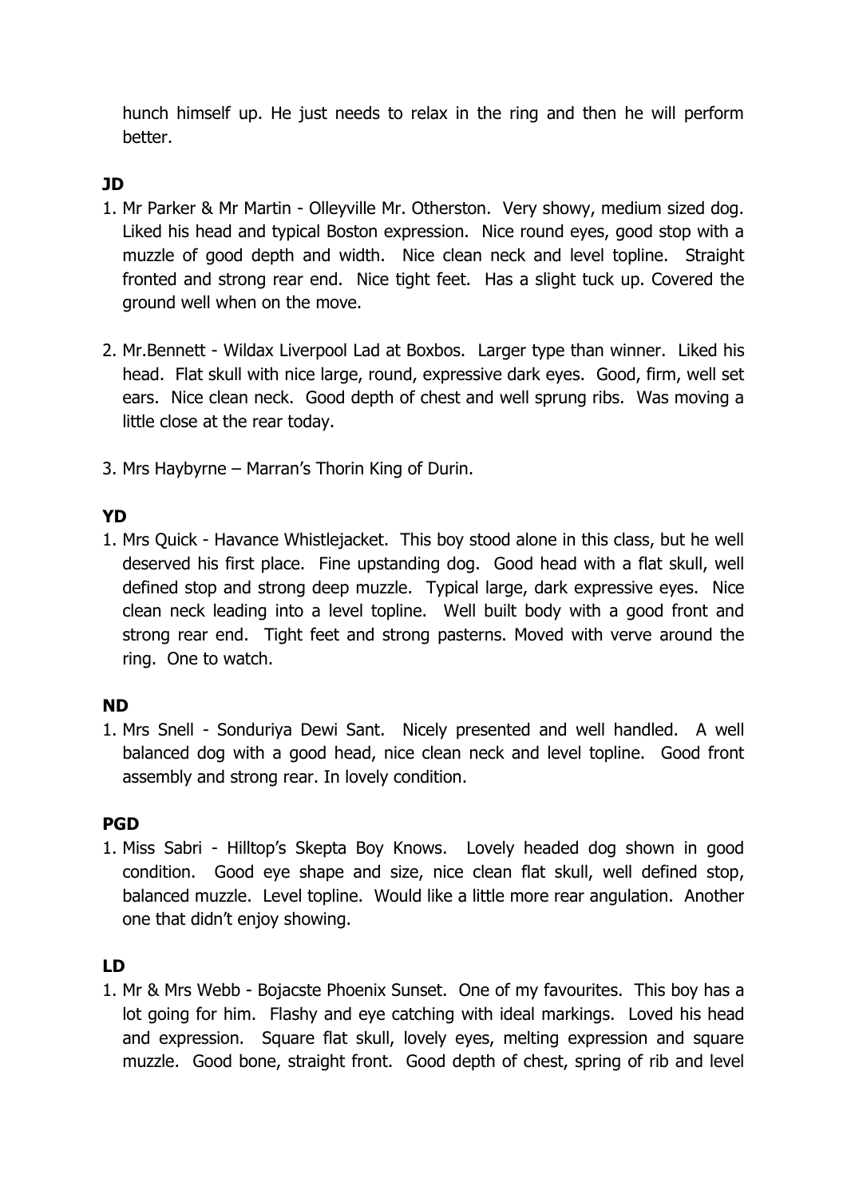hunch himself up. He just needs to relax in the ring and then he will perform better.

**JD**

1. Mr Parker & Mr Martin - Olleyville Mr. Otherston. Very showy, medium sized dog. Liked his head and typical Boston expression. Nice round eyes, good stop with a muzzle of good depth and width. Nice clean neck and level topline. Straight fronted and strong rear end. Nice tight feet. Has a slight tuck up. Covered the ground well when on the move.

2. Mr.Bennett - Wildax Liverpool Lad at Boxbos. Larger type than winner. Liked his head. Flat skull with nice large, round, expressive dark eyes. Good, firm, well set ears. Nice clean neck. Good depth of chest and well sprung ribs. Was moving a little close at the rear today.

3. Mrs Haybyrne – Marran's Thorin King of Durin.

**YD**

1. Mrs Quick - Havance Whistlejacket. This boy stood alone in this class, but he well deserved his first place. Fine upstanding dog. Good head with a flat skull, well defined stop and strong deep muzzle. Typical large, dark expressive eyes. Nice clean neck leading into a level topline. Well built body with a good front and strong rear end. Tight feet and strong pasterns. Moved with verve around the ring. One to watch.

**ND**

1. Mrs Snell - Sonduriya Dewi Sant. Nicely presented and well handled. A well balanced dog with a good head, nice clean neck and level topline. Good front assembly and strong rear. In lovely condition.

**PGD**

1. Miss Sabri - Hilltop's Skepta Boy Knows. Lovely headed dog shown in good condition. Good eye shape and size, nice clean flat skull, well defined stop, balanced muzzle. Level topline. Would like a little more rear angulation. Another one that didn't enjoy showing.

**LD**

1. Mr & Mrs Webb - Bojacste Phoenix Sunset. One of my favourites. This boy has a lot going for him. Flashy and eye catching with ideal markings. Loved his head and expression. Square flat skull, lovely eyes, melting expression and square muzzle. Good bone, straight front. Good depth of chest, spring of rib and level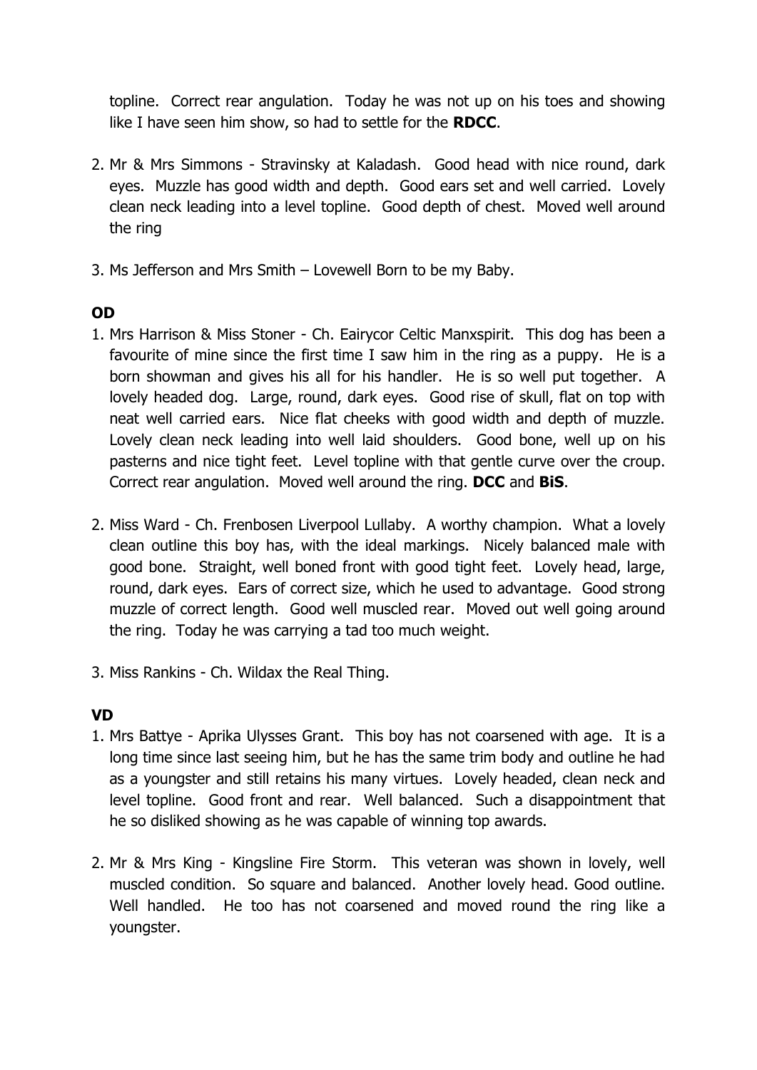topline. Correct rear angulation. Today he was not up on his toes and showing like I have seen him show, so had to settle for the **RDCC**.

2. Mr & Mrs Simmons - Stravinsky at Kaladash. Good head with nice round, dark eyes. Muzzle has good width and depth. Good ears set and well carried. Lovely clean neck leading into a level topline. Good depth of chest. Moved well around the ring

3. Ms Jefferson and Mrs Smith – Lovewell Born to be my Baby.

**OD**

1. Mrs Harrison & Miss Stoner - Ch. Eairycor Celtic Manxspirit. This dog has been a favourite of mine since the first time I saw him in the ring as a puppy. He is a born showman and gives his all for his handler. He is so well put together. A lovely headed dog. Large, round, dark eyes. Good rise of skull, flat on top with neat well carried ears. Nice flat cheeks with good width and depth of muzzle. Lovely clean neck leading into well laid shoulders. Good bone, well up on his pasterns and nice tight feet. Level topline with that gentle curve over the croup. Correct rear angulation. Moved well around the ring. **DCC** and **BiS**.

2. Miss Ward - Ch. Frenbosen Liverpool Lullaby. A worthy champion. What a lovely clean outline this boy has, with the ideal markings. Nicely balanced male with good bone. Straight, well boned front with good tight feet. Lovely head, large, round, dark eyes. Ears of correct size, which he used to advantage. Good strong muzzle of correct length. Good well muscled rear. Moved out well going around the ring. Today he was carrying a tad too much weight.

3. Miss Rankins - Ch. Wildax the Real Thing.

**VD**

1. Mrs Battye - Aprika Ulysses Grant. This boy has not coarsened with age. It is a long time since last seeing him, but he has the same trim body and outline he had as a youngster and still retains his many virtues. Lovely headed, clean neck and level topline. Good front and rear. Well balanced. Such a disappointment that he so disliked showing as he was capable of winning top awards.

2. Mr & Mrs King - Kingsline Fire Storm. This veteran was shown in lovely, well muscled condition. So square and balanced. Another lovely head. Good outline. Well handled. He too has not coarsened and moved round the ring like a youngster.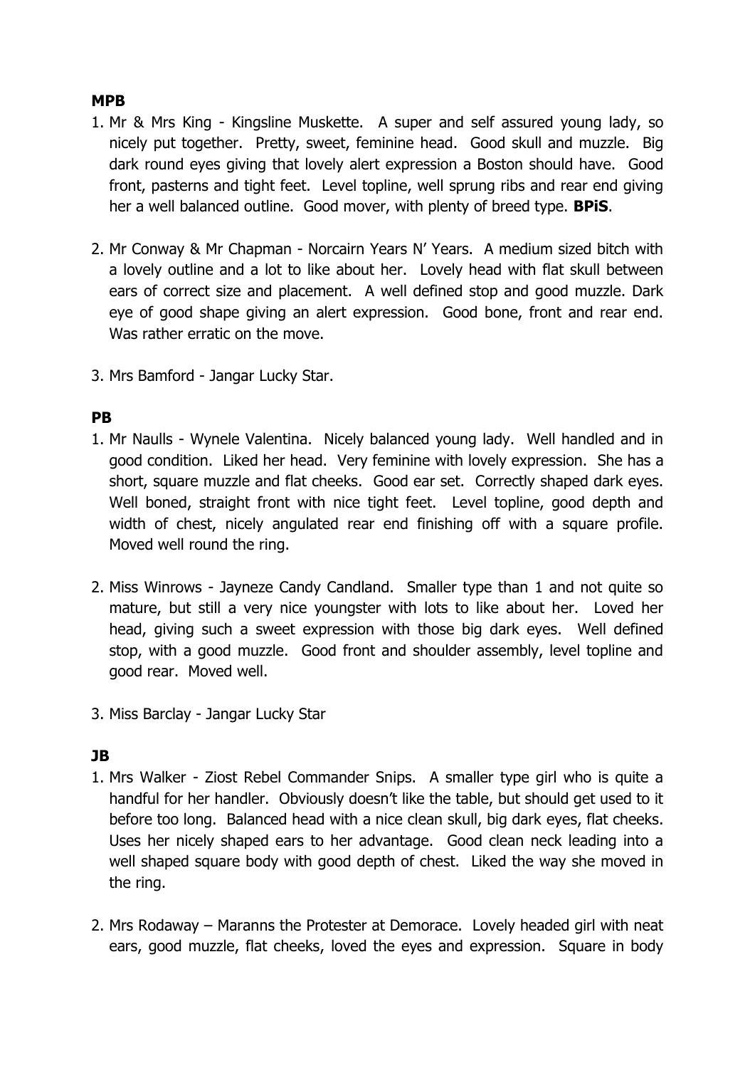**MPB**

1. Mr & Mrs King - Kingsline Muskette. A super and self assured young lady, so nicely put together. Pretty, sweet, feminine head. Good skull and muzzle. Big dark round eyes giving that lovely alert expression a Boston should have. Good front, pasterns and tight feet. Level topline, well sprung ribs and rear end giving her a well balanced outline. Good mover, with plenty of breed type. **BPiS**.

2. Mr Conway & Mr Chapman - Norcairn Years N' Years. A medium sized bitch with a lovely outline and a lot to like about her. Lovely head with flat skull between ears of correct size and placement. A well defined stop and good muzzle. Dark eye of good shape giving an alert expression. Good bone, front and rear end. Was rather erratic on the move.

3. Mrs Bamford - Jangar Lucky Star.

**PB**

1. Mr Naulls - Wynele Valentina. Nicely balanced young lady. Well handled and in good condition. Liked her head. Very feminine with lovely expression. She has a short, square muzzle and flat cheeks. Good ear set. Correctly shaped dark eyes. Well boned, straight front with nice tight feet. Level topline, good depth and width of chest, nicely angulated rear end finishing off with a square profile. Moved well round the ring.

2. Miss Winrows - Jayneze Candy Candland. Smaller type than 1 and not quite so mature, but still a very nice youngster with lots to like about her. Loved her head, giving such a sweet expression with those big dark eyes. Well defined stop, with a good muzzle. Good front and shoulder assembly, level topline and good rear. Moved well.

3. Miss Barclay - Jangar Lucky Star

**JB**

1. Mrs Walker - Ziost Rebel Commander Snips. A smaller type girl who is quite a handful for her handler. Obviously doesn't like the table, but should get used to it before too long. Balanced head with a nice clean skull, big dark eyes, flat cheeks. Uses her nicely shaped ears to her advantage. Good clean neck leading into a well shaped square body with good depth of chest. Liked the way she moved in the ring.

2. Mrs Rodaway – Maranns the Protester at Demorace. Lovely headed girl with neat ears, good muzzle, flat cheeks, loved the eyes and expression. Square in body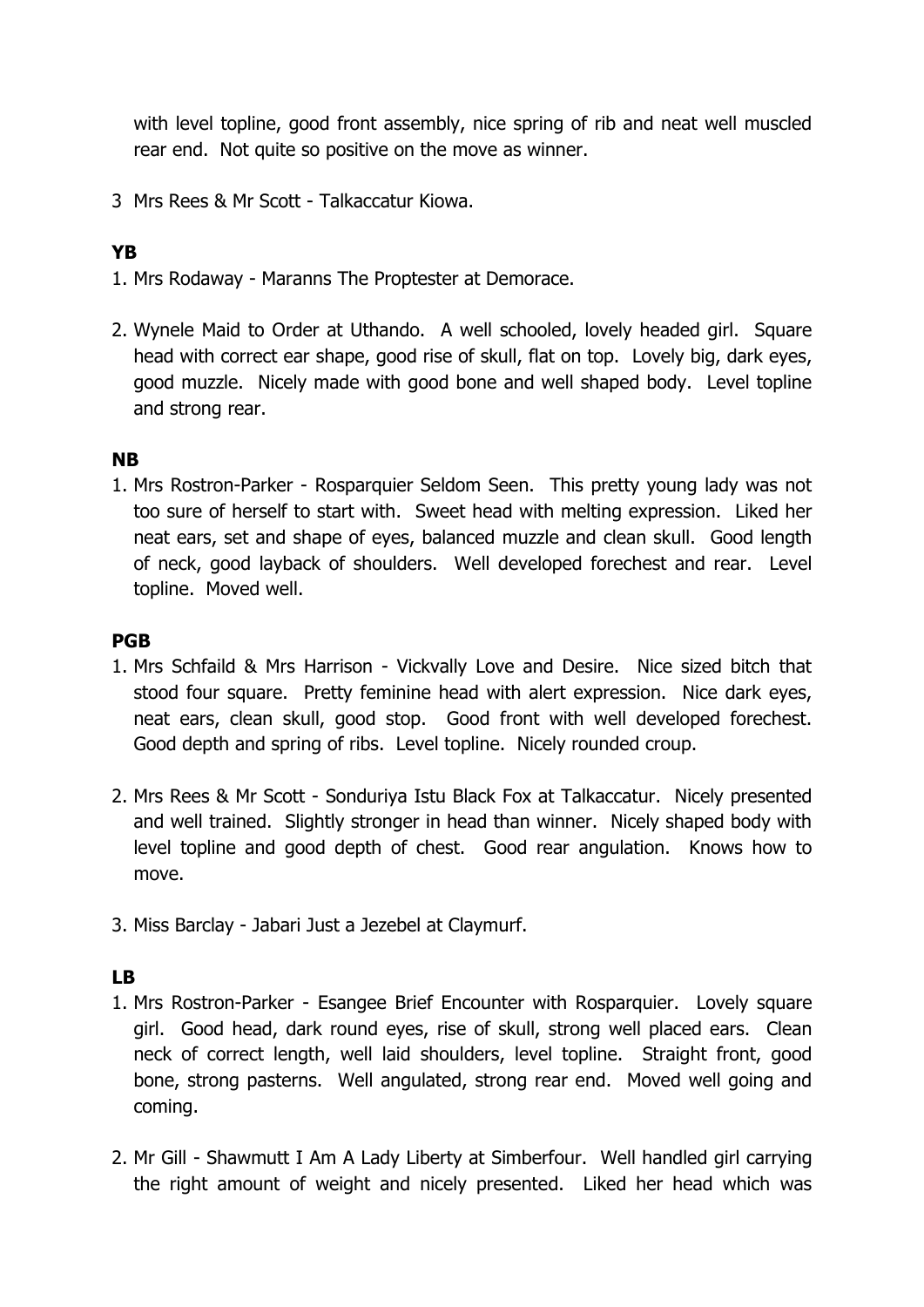with level topline, good front assembly, nice spring of rib and neat well muscled rear end. Not quite so positive on the move as winner.

3 Mrs Rees & Mr Scott - Talkaccatur Kiowa.

**YB**

1. Mrs Rodaway - Maranns The Proptester at Demorace.

2. Wynele Maid to Order at Uthando. A well schooled, lovely headed girl. Square head with correct ear shape, good rise of skull, flat on top. Lovely big, dark eyes, good muzzle. Nicely made with good bone and well shaped body. Level topline and strong rear.

**NB**

1. Mrs Rostron-Parker - Rosparquier Seldom Seen. This pretty young lady was not too sure of herself to start with. Sweet head with melting expression. Liked her neat ears, set and shape of eyes, balanced muzzle and clean skull. Good length of neck, good layback of shoulders. Well developed forechest and rear. Level topline. Moved well.

**PGB**

1. Mrs Schfaild & Mrs Harrison - Vickvally Love and Desire. Nice sized bitch that stood four square. Pretty feminine head with alert expression. Nice dark eyes, neat ears, clean skull, good stop. Good front with well developed forechest. Good depth and spring of ribs. Level topline. Nicely rounded croup.

2. Mrs Rees & Mr Scott - Sonduriya Istu Black Fox at Talkaccatur. Nicely presented and well trained. Slightly stronger in head than winner. Nicely shaped body with level topline and good depth of chest. Good rear angulation. Knows how to move.

3. Miss Barclay - Jabari Just a Jezebel at Claymurf.

**LB**

1. Mrs Rostron-Parker - Esangee Brief Encounter with Rosparquier. Lovely square girl. Good head, dark round eyes, rise of skull, strong well placed ears. Clean neck of correct length, well laid shoulders, level topline. Straight front, good bone, strong pasterns. Well angulated, strong rear end. Moved well going and coming.

2. Mr Gill - Shawmutt I Am A Lady Liberty at Simberfour. Well handled girl carrying the right amount of weight and nicely presented. Liked her head which was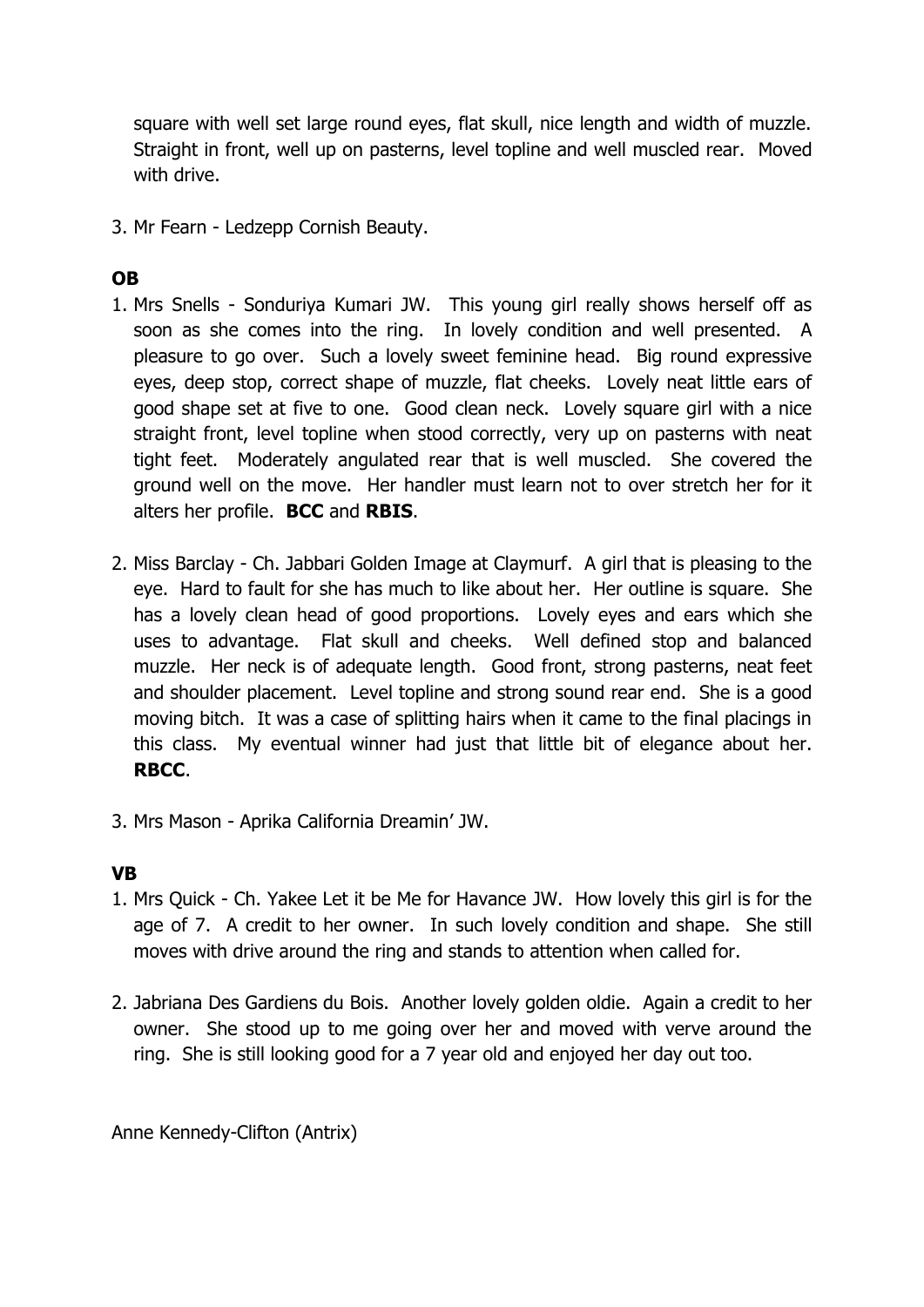square with well set large round eyes, flat skull, nice length and width of muzzle. Straight in front, well up on pasterns, level topline and well muscled rear. Moved with drive.

3. Mr Fearn - Ledzepp Cornish Beauty.

**OB**

1. Mrs Snells - Sonduriya Kumari JW. This young girl really shows herself off as soon as she comes into the ring. In lovely condition and well presented. A pleasure to go over. Such a lovely sweet feminine head. Big round expressive eyes, deep stop, correct shape of muzzle, flat cheeks. Lovely neat little ears of good shape set at five to one. Good clean neck. Lovely square girl with a nice straight front, level topline when stood correctly, very up on pasterns with neat tight feet. Moderately angulated rear that is well muscled. She covered the ground well on the move. Her handler must learn not to over stretch her for it alters her profile. **BCC** and **RBIS**.

2. Miss Barclay - Ch. Jabbari Golden Image at Claymurf. A girl that is pleasing to the eye. Hard to fault for she has much to like about her. Her outline is square. She has a lovely clean head of good proportions. Lovely eyes and ears which she uses to advantage. Flat skull and cheeks. Well defined stop and balanced muzzle. Her neck is of adequate length. Good front, strong pasterns, neat feet and shoulder placement. Level topline and strong sound rear end. She is a good moving bitch. It was a case of splitting hairs when it came to the final placings in this class. My eventual winner had just that little bit of elegance about her. **RBCC**.

3. Mrs Mason - Aprika California Dreamin' JW.

**VB**

1. Mrs Quick - Ch. Yakee Let it be Me for Havance JW. How lovely this girl is for the age of 7. A credit to her owner. In such lovely condition and shape. She still moves with drive around the ring and stands to attention when called for.

2. Jabriana Des Gardiens du Bois. Another lovely golden oldie. Again a credit to her owner. She stood up to me going over her and moved with verve around the ring. She is still looking good for a 7 year old and enjoyed her day out too.

Anne Kennedy-Clifton (Antrix)